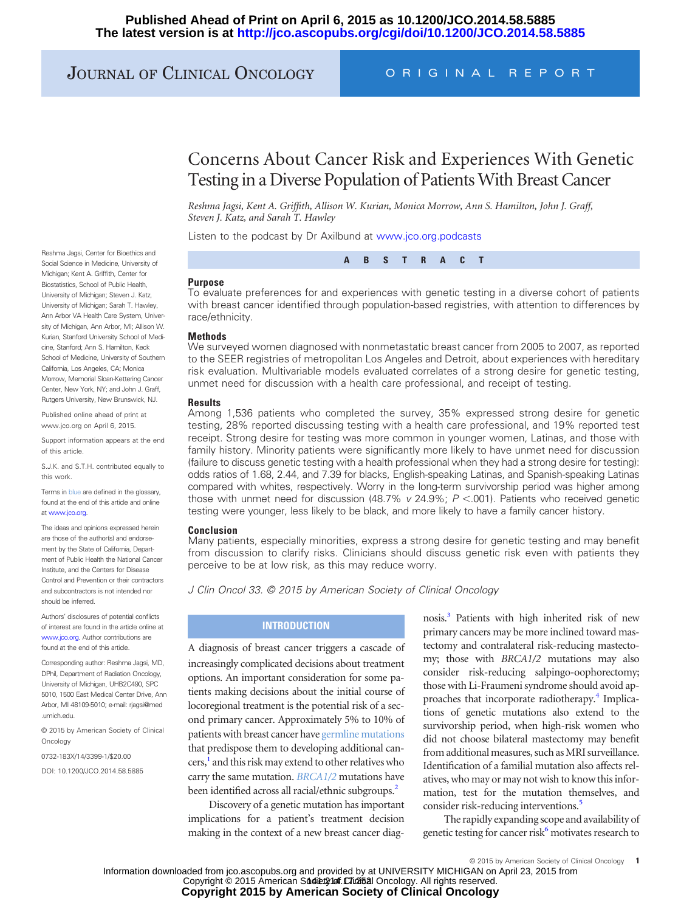# Concerns About Cancer Risk and Experiences With Genetic Testing in a Diverse Population of Patients With Breast Cancer

*Reshma Jagsi, Kent A. Griffith, Allison W. Kurian, Monica Morrow, Ann S. Hamilton, John J. Graff, Steven J. Katz, and Sarah T. Hawley*

Listen to the podcast by Dr Axilbund at www.jco.org.podcasts

Reshma Jagsi, Center for Bioethics and Social Science in Medicine, University of Michigan; Kent A. Griffith, Center for Biostatistics, School of Public Health, University of Michigan; Steven J. Katz, University of Michigan; Sarah T. Hawley, Ann Arbor VA Health Care System, University of Michigan, Ann Arbor, MI; Allison W. Kurian, Stanford University School of Medicine, Stanford; Ann S. Hamilton, Keck School of Medicine, University of Southern California, Los Angeles, CA; Monica Morrow, Memorial Sloan-Kettering Cancer Center, New York, NY; and John J. Graff, Rutgers University, New Brunswick, NJ.

Published online ahead of print at www.jco.org on April 6, 2015.

Support information appears at the end of this article.

S.J.K. and S.T.H. contributed equally to this work.

Terms in blue are defined in the glossary, found at the end of this article and online at www.jco.org.

The ideas and opinions expressed herein are those of the author(s) and endorsement by the State of California, Department of Public Health the National Cancer Institute, and the Centers for Disease Control and Prevention or their contractors and subcontractors is not intended nor should be inferred.

Authors' disclosures of potential conflicts of interest are found in the article online at www.jco.org. Author contributions are found at the end of this article.

Corresponding author: Reshma Jagsi, MD, DPhil, Department of Radiation Oncology, University of Michigan, UHB2C490, SPC 5010, 1500 East Medical Center Drive, Ann Arbor, MI 48109-5010; e-mail: rjagsi@med.umich.edu.

© 2015 by American Society of Clinical Oncology

0732-183X/14/3399-1/$20.00

DOI: 10.1200/JCO.2014.58.5885

## ABSTRACT

### Purpose

To evaluate preferences for and experiences with genetic testing in a diverse cohort of patients with breast cancer identified through population-based registries, with attention to differences by race/ethnicity.

### Methods

We surveyed women diagnosed with nonmetastatic breast cancer from 2005 to 2007, as reported to the SEER registries of metropolitan Los Angeles and Detroit, about experiences with hereditary risk evaluation. Multivariable models evaluated correlates of a strong desire for genetic testing, unmet need for discussion with a health care professional, and receipt of testing.

### Results

Among 1,536 patients who completed the survey, 35% expressed strong desire for genetic testing, 28% reported discussing testing with a health care professional, and 19% reported test receipt. Strong desire for testing was more common in younger women, Latinas, and those with family history. Minority patients were significantly more likely to have unmet need for discussion (failure to discuss genetic testing with a health professional when they had a strong desire for testing): odds ratios of 1.68, 2.44, and 7.39 for blacks, English-speaking Latinas, and Spanish-speaking Latinas compared with whites, respectively. Worry in the long-term survivorship period was higher among those with unmet need for discussion (48.7% *v* 24.9%; $P < .001$). Patients who received genetic testing were younger, less likely to be black, and more likely to have a family cancer history.

### Conclusion

Many patients, especially minorities, express a strong desire for genetic testing and may benefit from discussion to clarify risks. Clinicians should discuss genetic risk even with patients they perceive to be at low risk, as this may reduce worry.

*J Clin Oncol 33. © 2015 by American Society of Clinical Oncology*

## INTRODUCTION

A diagnosis of breast cancer triggers a cascade of increasingly complicated decisions about treatment options. An important consideration for some patients making decisions about the initial course of locoregional treatment is the potential risk of a second primary cancer. Approximately 5% to 10% of patients with breast cancer have germline mutations that predispose them to developing additional cancers,[1] and this risk may extend to other relatives who carry the same mutation. *BRCA1/2* mutations have been identified across all racial/ethnic subgroups.[2]

Discovery of a genetic mutation has important implications for a patient's treatment decision making in the context of a new breast cancer diagnosis.[3] Patients with high inherited risk of new primary cancers may be more inclined toward mastectomy and contralateral risk-reducing mastectomy; those with *BRCA1/2* mutations may also consider risk-reducing salpingo-oophorectomy; those with Li-Fraumeni syndrome should avoid approaches that incorporate radiotherapy.[4] Implications of genetic mutations also extend to the survivorship period, when high-risk women who did not choose bilateral mastectomy may benefit from additional measures, such as MRI surveillance. Identification of a familial mutation also affects relatives, who may or may not wish to know this information, test for the mutation themselves, and consider risk-reducing interventions.[5]

The rapidly expanding scope and availability of genetic testing for cancer risk[6] motivates research to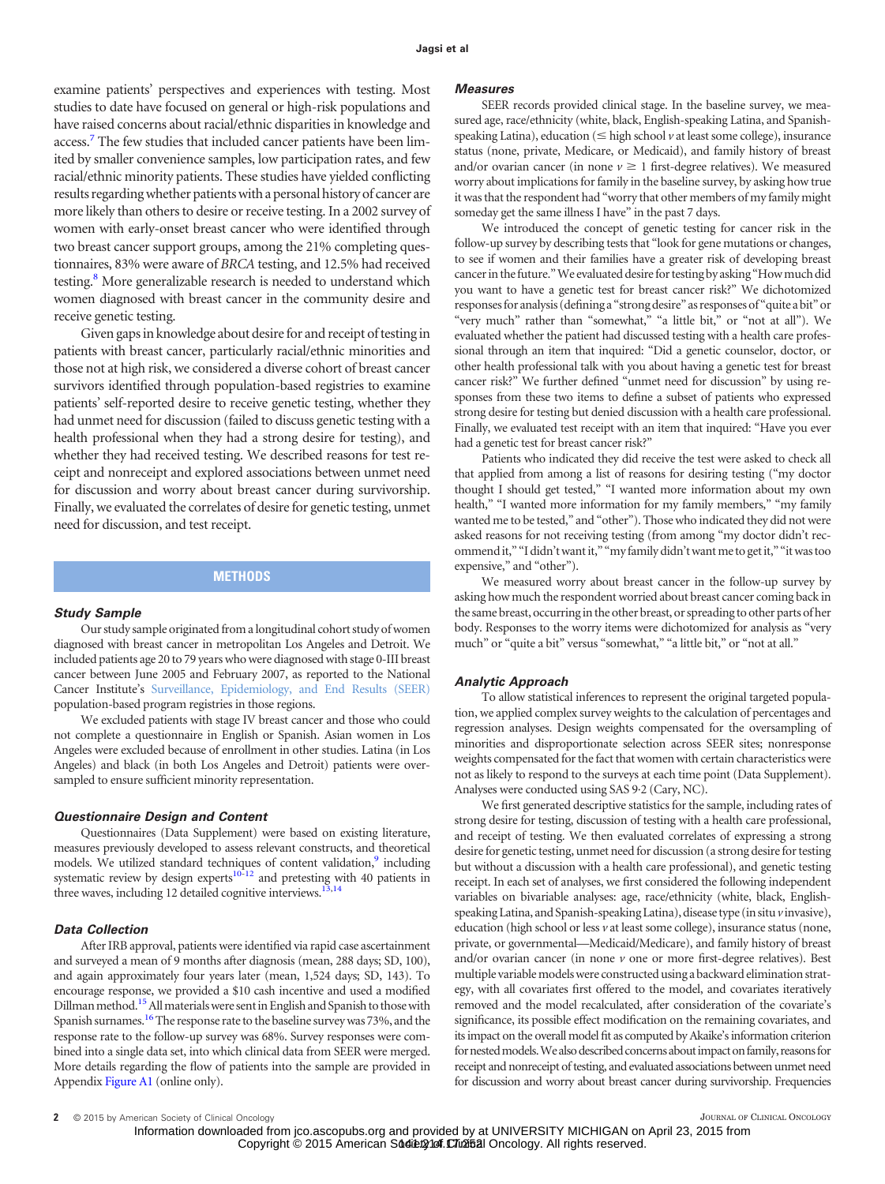examine patients' perspectives and experiences with testing. Most studies to date have focused on general or high-risk populations and have raised concerns about racial/ethnic disparities in knowledge and access.[7] The few studies that included cancer patients have been limited by smaller convenience samples, low participation rates, and few racial/ethnic minority patients. These studies have yielded conflicting results regarding whether patients with a personal history of cancer are more likely than others to desire or receive testing. In a 2002 survey of women with early-onset breast cancer who were identified through two breast cancer support groups, among the 21% completing questionnaires, 83% were aware of *BRCA* testing, and 12.5% had received testing.[8] More generalizable research is needed to understand which women diagnosed with breast cancer in the community desire and receive genetic testing.

Given gaps in knowledge about desire for and receipt of testing in patients with breast cancer, particularly racial/ethnic minorities and those not at high risk, we considered a diverse cohort of breast cancer survivors identified through population-based registries to examine patients' self-reported desire to receive genetic testing, whether they had unmet need for discussion (failed to discuss genetic testing with a health professional when they had a strong desire for testing), and whether they had received testing. We described reasons for test receipt and nonreceipt and explored associations between unmet need for discussion and worry about breast cancer during survivorship. Finally, we evaluated the correlates of desire for genetic testing, unmet need for discussion, and test receipt.

## METHODS

### Study Sample

Our study sample originated from a longitudinal cohort study of women diagnosed with breast cancer in metropolitan Los Angeles and Detroit. We included patients age 20 to 79 years who were diagnosed with stage 0-III breast cancer between June 2005 and February 2007, as reported to the National Cancer Institute's Surveillance, Epidemiology, and End Results (SEER) population-based program registries in those regions.

We excluded patients with stage IV breast cancer and those who could not complete a questionnaire in English or Spanish. Asian women in Los Angeles were excluded because of enrollment in other studies. Latina (in Los Angeles) and black (in both Los Angeles and Detroit) patients were oversampled to ensure sufficient minority representation.

### Questionnaire Design and Content

Questionnaires (Data Supplement) were based on existing literature, measures previously developed to assess relevant constructs, and theoretical models. We utilized standard techniques of content validation,[9] including systematic review by design experts[10-12] and pretesting with 40 patients in three waves, including 12 detailed cognitive interviews.[13,14]

### Data Collection

After IRB approval, patients were identified via rapid case ascertainment and surveyed a mean of 9 months after diagnosis (mean, 288 days; SD, 100), and again approximately four years later (mean, 1,524 days; SD, 143). To encourage response, we provided a $10 cash incentive and used a modified Dillman method.[15] All materials were sent in English and Spanish to those with Spanish surnames.[16] The response rate to the baseline survey was 73%, and the response rate to the follow-up survey was 68%. Survey responses were combined into a single data set, into which clinical data from SEER were merged. More details regarding the flow of patients into the sample are provided in Appendix Figure A1 (online only).

### Measures

SEER records provided clinical stage. In the baseline survey, we measured age, race/ethnicity (white, black, English-speaking Latina, and Spanish-speaking Latina), education (≤ high school *v* at least some college), insurance status (none, private, Medicare, or Medicaid), and family history of breast and/or ovarian cancer (in none *v* ≥ 1 first-degree relatives). We measured worry about implications for family in the baseline survey, by asking how true it was that the respondent had "worry that other members of my family might someday get the same illness I have" in the past 7 days.

We introduced the concept of genetic testing for cancer risk in the follow-up survey by describing tests that "look for gene mutations or changes, to see if women and their families have a greater risk of developing breast cancer in the future." We evaluated desire for testing by asking "How much did you want to have a genetic test for breast cancer risk?" We dichotomized responses for analysis (defining a "strong desire" as responses of "quite a bit" or "very much" rather than "somewhat," "a little bit," or "not at all"). We evaluated whether the patient had discussed testing with a health care professional through an item that inquired: "Did a genetic counselor, doctor, or other health professional talk with you about having a genetic test for breast cancer risk?" We further defined "unmet need for discussion" by using responses from these two items to define a subset of patients who expressed strong desire for testing but denied discussion with a health care professional. Finally, we evaluated test receipt with an item that inquired: "Have you ever had a genetic test for breast cancer risk?"

Patients who indicated they did receive the test were asked to check all that applied from among a list of reasons for desiring testing ("my doctor thought I should get tested," "I wanted more information about my own health," "I wanted more information for my family members," "my family wanted me to be tested," and "other"). Those who indicated they did not were asked reasons for not receiving testing (from among "my doctor didn't recommend it," "I didn't want it," "my family didn't want me to get it," "it was too expensive," and "other").

We measured worry about breast cancer in the follow-up survey by asking how much the respondent worried about breast cancer coming back in the same breast, occurring in the other breast, or spreading to other parts of her body. Responses to the worry items were dichotomized for analysis as "very much" or "quite a bit" versus "somewhat," "a little bit," or "not at all."

### Analytic Approach

To allow statistical inferences to represent the original targeted population, we applied complex survey weights to the calculation of percentages and regression analyses. Design weights compensated for the oversampling of minorities and disproportionate selection across SEER sites; nonresponse weights compensated for the fact that women with certain characteristics were not as likely to respond to the surveys at each time point (Data Supplement). Analyses were conducted using SAS 9·2 (Cary, NC).

We first generated descriptive statistics for the sample, including rates of strong desire for testing, discussion of testing with a health care professional, and receipt of testing. We then evaluated correlates of expressing a strong desire for genetic testing, unmet need for discussion (a strong desire for testing but without a discussion with a health care professional), and genetic testing receipt. In each set of analyses, we first considered the following independent variables on bivariable analyses: age, race/ethnicity (white, black, English-speaking Latina, and Spanish-speaking Latina), disease type (in situ *v* invasive), education (high school or less *v* at least some college), insurance status (none, private, or governmental—Medicaid/Medicare), and family history of breast and/or ovarian cancer (in none *v* one or more first-degree relatives). Best multiple variable models were constructed using a backward elimination strategy, with all covariates first offered to the model, and covariates iteratively removed and the model recalculated, after consideration of the covariate's significance, its possible effect modification on the remaining covariates, and its impact on the overall model fit as computed by Akaike's information criterion for nested models. We also described concerns about impact on family, reasons for receipt and nonreceipt of testing, and evaluated associations between unmet need for discussion and worry about breast cancer during survivorship. Frequencies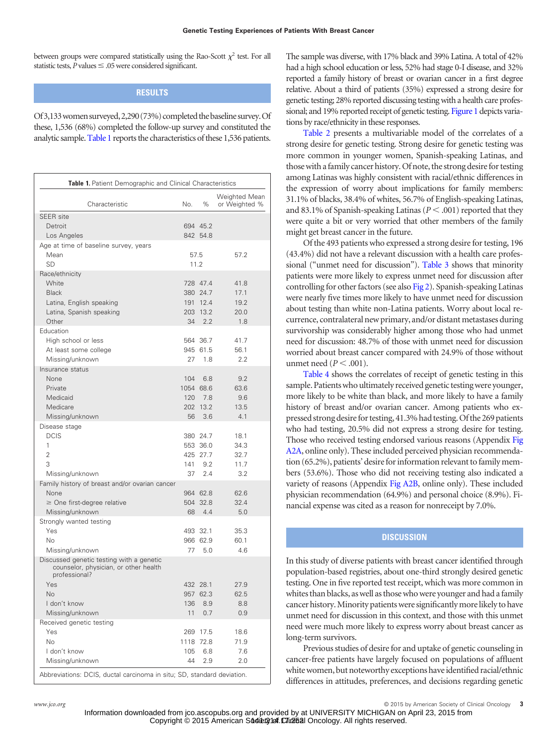between groups were compared statistically using the Rao-Scott $\chi^2$ test. For all statistic tests, $P$ values $\leq .05$ were considered significant.

## RESULTS

Of 3,133 women surveyed, 2,290 (73%) completed the baseline survey. Of these, 1,536 (68%) completed the follow-up survey and constituted the analytic sample. Table 1 reports the characteristics of these 1,536 patients.

**Table 1.** Patient Demographic and Clinical Characteristics

| Characteristic | No. | % | Weighted Mean or Weighted % |
|---|---|---|---|
| SEER site | | | |
| Detroit | 694 | 45.2 | |
| Los Angeles | 842 | 54.8 | |
| Age at time of baseline survey, years | | | |
| Mean | 57.5 | | 57.2 |
| SD | 11.2 | | |
| Race/ethnicity | | | |
| White | 728 | 47.4 | 41.8 |
| Black | 380 | 24.7 | 17.1 |
| Latina, English speaking | 191 | 12.4 | 19.2 |
| Latina, Spanish speaking | 203 | 13.2 | 20.0 |
| Other | 34 | 2.2 | 1.8 |
| Education | | | |
| High school or less | 564 | 36.7 | 41.7 |
| At least some college | 945 | 61.5 | 56.1 |
| Missing/unknown | 27 | 1.8 | 2.2 |
| Insurance status | | | |
| None | 104 | 6.8 | 9.2 |
| Private | 1054 | 68.6 | 63.6 |
| Medicaid | 120 | 7.8 | 9.6 |
| Medicare | 202 | 13.2 | 13.5 |
| Missing/unknown | 56 | 3.6 | 4.1 |
| Disease stage | | | |
| DCIS | 380 | 24.7 | 18.1 |
| 1 | 553 | 36.0 | 34.3 |
| 2 | 425 | 27.7 | 32.7 |
| 3 | 141 | 9.2 | 11.7 |
| Missing/unknown | 37 | 2.4 | 3.2 |
| Family history of breast and/or ovarian cancer | | | |
| None | 964 | 62.8 | 62.6 |
| ≥ One first-degree relative | 504 | 32.8 | 32.4 |
| Missing/unknown | 68 | 4.4 | 5.0 |
| Strongly wanted testing | | | |
| Yes | 493 | 32.1 | 35.3 |
| No | 966 | 62.9 | 60.1 |
| Missing/unknown | 77 | 5.0 | 4.6 |
| Discussed genetic testing with a genetic counselor, physician, or other health professional? | | | |
| Yes | 432 | 28.1 | 27.9 |
| No | 957 | 62.3 | 62.5 |
| I don't know | 136 | 8.9 | 8.8 |
| Missing/unknown | 11 | 0.7 | 0.9 |
| Received genetic testing | | | |
| Yes | 269 | 17.5 | 18.6 |
| No | 1118 | 72.8 | 71.9 |
| I don't know | 105 | 6.8 | 7.6 |
| Missing/unknown | 44 | 2.9 | 2.0 |

Abbreviations: DCIS, ductal carcinoma in situ; SD, standard deviation.

The sample was diverse, with 17% black and 39% Latina. A total of 42% had a high school education or less, 52% had stage 0-I disease, and 32% reported a family history of breast or ovarian cancer in a first degree relative. About a third of patients (35%) expressed a strong desire for genetic testing; 28% reported discussing testing with a health care professional; and 19% reported receipt of genetic testing. Figure 1 depicts variations by race/ethnicity in these responses.

Table 2 presents a multivariable model of the correlates of a strong desire for genetic testing. Strong desire for genetic testing was more common in younger women, Spanish-speaking Latinas, and those with a family cancer history. Of note, the strong desire for testing among Latinas was highly consistent with racial/ethnic differences in the expression of worry about implications for family members: 31.1% of blacks, 38.4% of whites, 56.7% of English-speaking Latinas, and 83.1% of Spanish-speaking Latinas ($P < .001$) reported that they were quite a bit or very worried that other members of the family might get breast cancer in the future.

Of the 493 patients who expressed a strong desire for testing, 196 (43.4%) did not have a relevant discussion with a health care professional ("unmet need for discussion"). Table 3 shows that minority patients were more likely to express unmet need for discussion after controlling for other factors (see also Fig 2). Spanish-speaking Latinas were nearly five times more likely to have unmet need for discussion about testing than white non-Latina patients. Worry about local recurrence, contralateral new primary, and/or distant metastases during survivorship was considerably higher among those who had unmet need for discussion: 48.7% of those with unmet need for discussion worried about breast cancer compared with 24.9% of those without unmet need ($P < .001$).

Table 4 shows the correlates of receipt of genetic testing in this sample. Patients who ultimately received genetic testing were younger, more likely to be white than black, and more likely to have a family history of breast and/or ovarian cancer. Among patients who expressed strong desire for testing, 41.3% had testing. Of the 269 patients who had testing, 20.5% did not express a strong desire for testing. Those who received testing endorsed various reasons (Appendix Fig A2A, online only). These included perceived physician recommendation (65.2%), patients' desire for information relevant to family members (53.6%). Those who did not receiving testing also indicated a variety of reasons (Appendix Fig A2B, online only). These included physician recommendation (64.9%) and personal choice (8.9%). Financial expense was cited as a reason for nonreceipt by 7.0%.

## DISCUSSION

In this study of diverse patients with breast cancer identified through population-based registries, about one-third strongly desired genetic testing. One in five reported test receipt, which was more common in whites than blacks, as well as those who were younger and had a family cancer history. Minority patients were significantly more likely to have unmet need for discussion in this context, and those with this unmet need were much more likely to express worry about breast cancer as long-term survivors.

Previous studies of desire for and uptake of genetic counseling in cancer-free patients have largely focused on populations of affluent white women, but noteworthy exceptions have identified racial/ethnic differences in attitudes, preferences, and decisions regarding genetic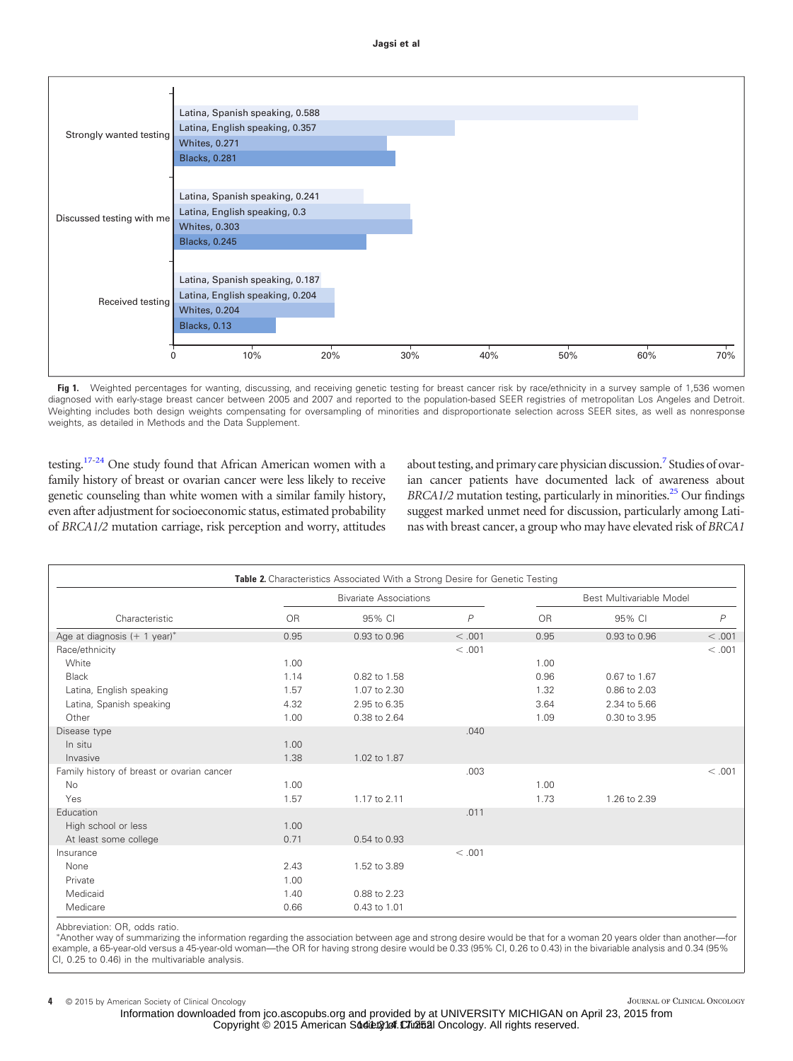| | |
|---|---|
| **Strongly wanted testing** | |
| Latina, Spanish speaking | 0.588 |
| Latina, English speaking | 0.357 |
| Whites | 0.271 |
| Blacks | 0.281 |
| **Discussed testing with me** | |
| Latina, Spanish speaking | 0.241 |
| Latina, English speaking | 0.3 |
| Whites | 0.303 |
| Blacks | 0.245 |
| **Received testing** | |
| Latina, Spanish speaking | 0.187 |
| Latina, English speaking | 0.204 |
| Whites | 0.204 |
| Blacks | 0.13 |

**Fig 1.** Weighted percentages for wanting, discussing, and receiving genetic testing for breast cancer risk by race/ethnicity in a survey sample of 1,536 women diagnosed with early-stage breast cancer between 2005 and 2007 and reported to the population-based SEER registries of metropolitan Los Angeles and Detroit. Weighting includes both design weights compensating for oversampling of minorities and disproportionate selection across SEER sites, as well as nonresponse weights, as detailed in Methods and the Data Supplement.

testing.[17-24] One study found that African American women with a family history of breast or ovarian cancer were less likely to receive genetic counseling than white women with a similar family history, even after adjustment for socioeconomic status, estimated probability of *BRCA1/2* mutation carriage, risk perception and worry, attitudes about testing, and primary care physician discussion.[7] Studies of ovarian cancer patients have documented lack of awareness about *BRCA1/2* mutation testing, particularly in minorities.[25] Our findings suggest marked unmet need for discussion, particularly among Latinas with breast cancer, a group who may have elevated risk of *BRCA1*

**Table 2.** Characteristics Associated With a Strong Desire for Genetic Testing

| Characteristic | Bivariate Associations | | | Best Multivariable Model | | |
|---|---|---|---|---|---|---|
| | OR | 95% CI | P | OR | 95% CI | P |
| Age at diagnosis (+ 1 year)* | 0.95 | 0.93 to 0.96 | < .001 | 0.95 | 0.93 to 0.96 | < .001 |
| Race/ethnicity | | | < .001 | | | < .001 |
| White | 1.00 | | | 1.00 | | |
| Black | 1.14 | 0.82 to 1.58 | | 0.96 | 0.67 to 1.67 | |
| Latina, English speaking | 1.57 | 1.07 to 2.30 | | 1.32 | 0.86 to 2.03 | |
| Latina, Spanish speaking | 4.32 | 2.95 to 6.35 | | 3.64 | 2.34 to 5.66 | |
| Other | 1.00 | 0.38 to 2.64 | | 1.09 | 0.30 to 3.95 | |
| Disease type | | | .040 | | | |
| In situ | 1.00 | | | | | |
| Invasive | 1.38 | 1.02 to 1.87 | | | | |
| Family history of breast or ovarian cancer | | | .003 | | | < .001 |
| No | 1.00 | | | 1.00 | | |
| Yes | 1.57 | 1.17 to 2.11 | | 1.73 | 1.26 to 2.39 | |
| Education | | | .011 | | | |
| High school or less | 1.00 | | | | | |
| At least some college | 0.71 | 0.54 to 0.93 | | | | |
| Insurance | | | < .001 | | | |
| None | 2.43 | 1.52 to 3.89 | | | | |
| Private | 1.00 | | | | | |
| Medicaid | 1.40 | 0.88 to 2.23 | | | | |
| Medicare | 0.66 | 0.43 to 1.01 | | | | |

Abbreviation: OR, odds ratio.
*Another way of summarizing the information regarding the association between age and strong desire would be that for a woman 20 years older than another—for example, a 65-year-old versus a 45-year-old woman—the OR for having strong desire would be 0.33 (95% CI, 0.26 to 0.43) in the bivariable analysis and 0.34 (95% CI, 0.25 to 0.46) in the multivariable analysis.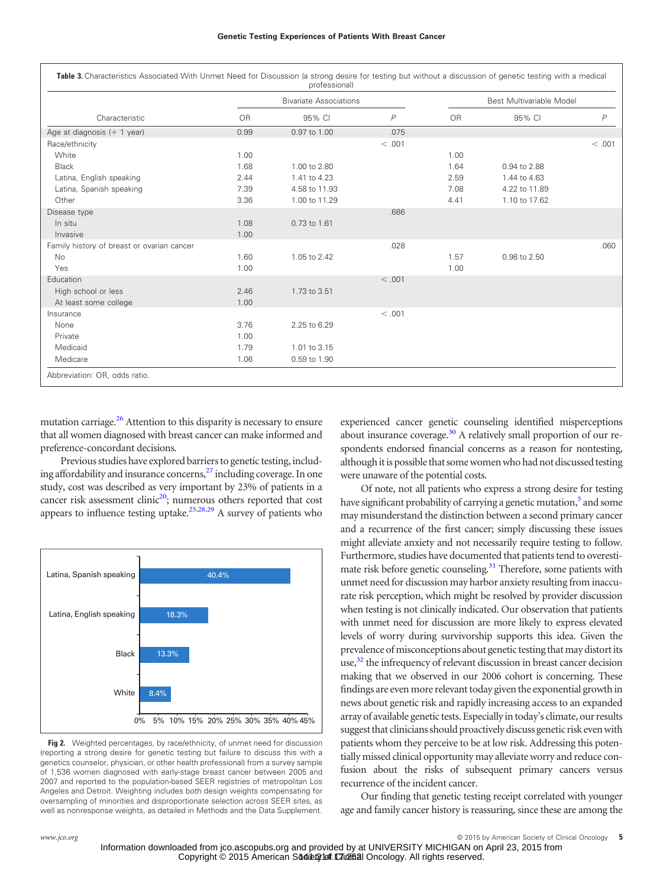**Table 3.** Characteristics Associated With Unmet Need for Discussion (a strong desire for testing but without a discussion of genetic testing with a medical professional)

| Characteristic | Bivariate Associations | | | Best Multivariable Model | | |
|---|---|---|---|---|---|---|
| | OR | 95% CI | *P* | OR | 95% CI | *P* |
| Age at diagnosis (+ 1 year) | 0.99 | 0.97 to 1.00 | .075 | | | |
| Race/ethnicity | | | < .001 | | | < .001 |
| White | 1.00 | | | 1.00 | | |
| Black | 1.68 | 1.00 to 2.80 | | 1.64 | 0.94 to 2.88 | |
| Latina, English speaking | 2.44 | 1.41 to 4.23 | | 2.59 | 1.44 to 4.63 | |
| Latina, Spanish speaking | 7.39 | 4.58 to 11.93 | | 7.08 | 4.22 to 11.89 | |
| Other | 3.36 | 1.00 to 11.29 | | 4.41 | 1.10 to 17.62 | |
| Disease type | | | .686 | | | |
| In situ | 1.08 | 0.73 to 1.61 | | | | |
| Invasive | 1.00 | | | | | |
| Family history of breast or ovarian cancer | | | .028 | | | .060 |
| No | 1.60 | 1.05 to 2.42 | | 1.57 | 0.98 to 2.50 | |
| Yes | 1.00 | | | 1.00 | | |
| Education | | | < .001 | | | |
| High school or less | 2.46 | 1.73 to 3.51 | | | | |
| At least some college | 1.00 | | | | | |
| Insurance | | | < .001 | | | |
| None | 3.76 | 2.25 to 6.29 | | | | |
| Private | 1.00 | | | | | |
| Medicaid | 1.79 | 1.01 to 3.15 | | | | |
| Medicare | 1.06 | 0.59 to 1.90 | | | | |

Abbreviation: OR, odds ratio.

mutation carriage.[26] Attention to this disparity is necessary to ensure that all women diagnosed with breast cancer can make informed and preference-concordant decisions.

Previous studies have explored barriers to genetic testing, including affordability and insurance concerns,[27] including coverage. In one study, cost was described as very important by 23% of patients in a cancer risk assessment clinic[20]; numerous others reported that cost appears to influence testing uptake.[25,28,29] A survey of patients who

| Race/ethnicity | Unmet need for discussion |
|---|---|
| Latina, Spanish speaking | 40.4% |
| Latina, English speaking | 18.3% |
| Black | 13.3% |
| White | 8.4% |

**Fig 2.** Weighted percentages, by race/ethnicity, of unmet need for discussion (reporting a strong desire for genetic testing but failure to discuss this with a genetics counselor, physician, or other health professional) from a survey sample of 1,536 women diagnosed with early-stage breast cancer between 2005 and 2007 and reported to the population-based SEER registries of metropolitan Los Angeles and Detroit. Weighting includes both design weights compensating for oversampling of minorities and disproportionate selection across SEER sites, as well as nonresponse weights, as detailed in Methods and the Data Supplement.

experienced cancer genetic counseling identified misperceptions about insurance coverage.[30] A relatively small proportion of our respondents endorsed financial concerns as a reason for nontesting, although it is possible that some women who had not discussed testing were unaware of the potential costs.

Of note, not all patients who express a strong desire for testing have significant probability of carrying a genetic mutation,[5] and some may misunderstand the distinction between a second primary cancer and a recurrence of the first cancer; simply discussing these issues might alleviate anxiety and not necessarily require testing to follow. Furthermore, studies have documented that patients tend to overestimate risk before genetic counseling.[31] Therefore, some patients with unmet need for discussion may harbor anxiety resulting from inaccurate risk perception, which might be resolved by provider discussion when testing is not clinically indicated. Our observation that patients with unmet need for discussion are more likely to express elevated levels of worry during survivorship supports this idea. Given the prevalence of misconceptions about genetic testing that may distort its use,[32] the infrequency of relevant discussion in breast cancer decision making that we observed in our 2006 cohort is concerning. These findings are even more relevant today given the exponential growth in news about genetic risk and rapidly increasing access to an expanded array of available genetic tests. Especially in today's climate, our results suggest that clinicians should proactively discuss genetic risk even with patients whom they perceive to be at low risk. Addressing this potentially missed clinical opportunity may alleviate worry and reduce confusion about the risks of subsequent primary cancers versus recurrence of the incident cancer.

Our finding that genetic testing receipt correlated with younger age and family cancer history is reassuring, since these are among the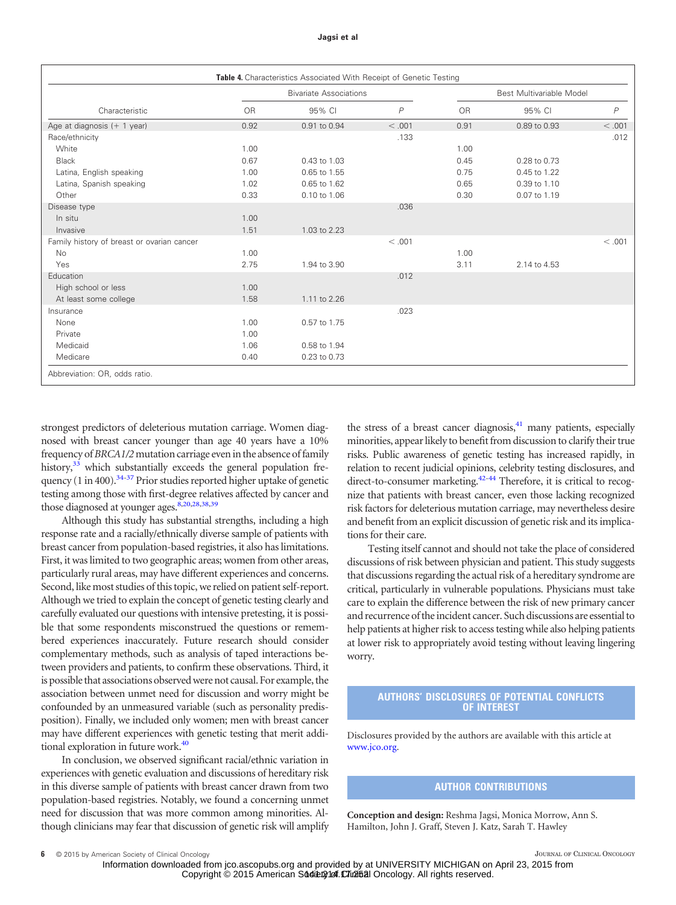**Table 4.** Characteristics Associated With Receipt of Genetic Testing

| Characteristic | Bivariate Associations | | | Best Multivariable Model | | |
|---|---|---|---|---|---|---|
| | OR | 95% CI | P | OR | 95% CI | P |
| Age at diagnosis (+ 1 year) | 0.92 | 0.91 to 0.94 | < .001 | 0.91 | 0.89 to 0.93 | < .001 |
| Race/ethnicity | | | .133 | | | .012 |
| White | 1.00 | | | 1.00 | | |
| Black | 0.67 | 0.43 to 1.03 | | 0.45 | 0.28 to 0.73 | |
| Latina, English speaking | 1.00 | 0.65 to 1.55 | | 0.75 | 0.45 to 1.22 | |
| Latina, Spanish speaking | 1.02 | 0.65 to 1.62 | | 0.65 | 0.39 to 1.10 | |
| Other | 0.33 | 0.10 to 1.06 | | 0.30 | 0.07 to 1.19 | |
| Disease type | | | .036 | | | |
| In situ | 1.00 | | | | | |
| Invasive | 1.51 | 1.03 to 2.23 | | | | |
| Family history of breast or ovarian cancer | | | < .001 | | | < .001 |
| No | 1.00 | | | 1.00 | | |
| Yes | 2.75 | 1.94 to 3.90 | | 3.11 | 2.14 to 4.53 | |
| Education | | | .012 | | | |
| High school or less | 1.00 | | | | | |
| At least some college | 1.58 | 1.11 to 2.26 | | | | |
| Insurance | | | .023 | | | |
| None | 1.00 | 0.57 to 1.75 | | | | |
| Private | 1.00 | | | | | |
| Medicaid | 1.06 | 0.58 to 1.94 | | | | |
| Medicare | 0.40 | 0.23 to 0.73 | | | | |

Abbreviation: OR, odds ratio.

strongest predictors of deleterious mutation carriage. Women diagnosed with breast cancer younger than age 40 years have a 10% frequency of *BRCA1/2* mutation carriage even in the absence of family history,[33] which substantially exceeds the general population frequency (1 in 400).[34-37] Prior studies reported higher uptake of genetic testing among those with first-degree relatives affected by cancer and those diagnosed at younger ages.[8,20,28,38,39]

Although this study has substantial strengths, including a high response rate and a racially/ethnically diverse sample of patients with breast cancer from population-based registries, it also has limitations. First, it was limited to two geographic areas; women from other areas, particularly rural areas, may have different experiences and concerns. Second, like most studies of this topic, we relied on patient self-report. Although we tried to explain the concept of genetic testing clearly and carefully evaluated our questions with intensive pretesting, it is possible that some respondents misconstrued the questions or remembered experiences inaccurately. Future research should consider complementary methods, such as analysis of taped interactions between providers and patients, to confirm these observations. Third, it is possible that associations observed were not causal. For example, the association between unmet need for discussion and worry might be confounded by an unmeasured variable (such as personality predisposition). Finally, we included only women; men with breast cancer may have different experiences with genetic testing that merit additional exploration in future work.[40]

In conclusion, we observed significant racial/ethnic variation in experiences with genetic evaluation and discussions of hereditary risk in this diverse sample of patients with breast cancer drawn from two population-based registries. Notably, we found a concerning unmet need for discussion that was more common among minorities. Although clinicians may fear that discussion of genetic risk will amplify the stress of a breast cancer diagnosis,[41] many patients, especially minorities, appear likely to benefit from discussion to clarify their risks. Public awareness of genetic testing has increased rapidly, in relation to recent judicial opinions, celebrity testing disclosures, and direct-to-consumer marketing.[42-44] Therefore, it is critical to recognize that patients with breast cancer, even those lacking recognized risk factors for deleterious mutation carriage, may nevertheless desire and benefit from an explicit discussion of genetic risk and its implications for their care.

Testing itself cannot and should not take the place of considered discussions of risk between physician and patient. This study suggests that discussions regarding the actual risk of a hereditary syndrome are critical, particularly in vulnerable populations. Physicians must take care to explain the difference between the risk of new primary cancer and recurrence of the incident cancer. Such discussions are essential to help patients at higher risk to access testing while also helping patients at lower risk to appropriately avoid testing without leaving lingering worry.

## AUTHORS' DISCLOSURES OF POTENTIAL CONFLICTS OF INTEREST

Disclosures provided by the authors are available with this article at www.jco.org.

## AUTHOR CONTRIBUTIONS

**Conception and design:** Reshma Jagsi, Monica Morrow, Ann S. Hamilton, John J. Graff, Steven J. Katz, Sarah T. Hawley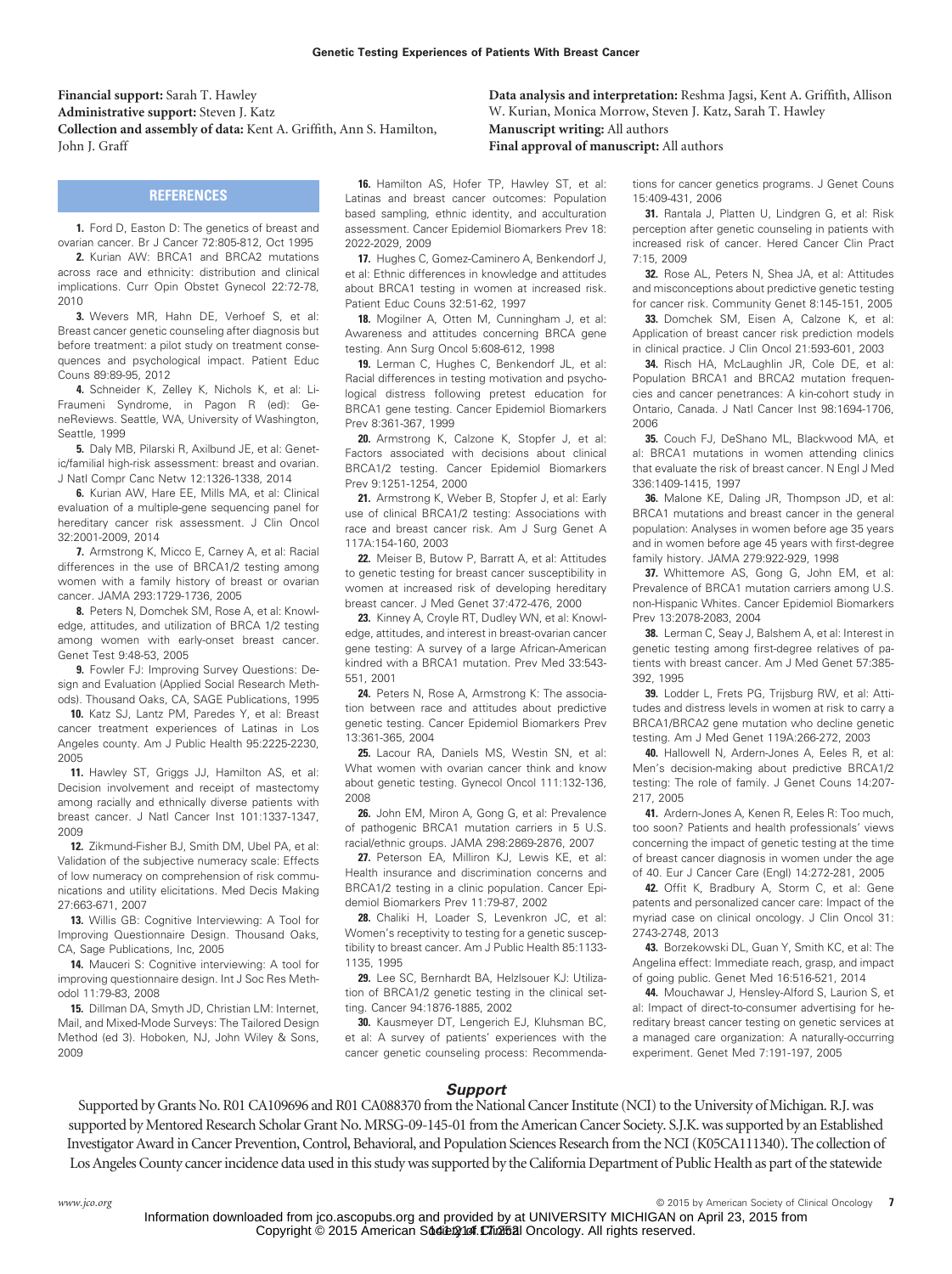**Financial support:** Sarah T. Hawley
**Administrative support:** Steven J. Katz
**Collection and assembly of data:** Kent A. Griffith, Ann S. Hamilton, John J. Graff
**Data analysis and interpretation:** Reshma Jagsi, Kent A. Griffith, Allison W. Kurian, Monica Morrow, Steven J. Katz, Sarah T. Hawley
**Manuscript writing:** All authors
**Final approval of manuscript:** All authors

## REFERENCES

**1.** Ford D, Easton D: The genetics of breast and ovarian cancer. Br J Cancer 72:805-812, Oct 1995

**2.** Kurian AW: BRCA1 and BRCA2 mutations across race and ethnicity: distribution and clinical implications. Curr Opin Obstet Gynecol 22:72-78, 2010

**3.** Wevers MR, Hahn DE, Verhoef S, et al: Breast cancer genetic counseling after diagnosis but before treatment: a pilot study on treatment consequences and psychological impact. Patient Educ Couns 89:89-95, 2012

**4.** Schneider K, Zelley K, Nichols K, et al: Li-Fraumeni Syndrome, in Pagon R (ed): GeneReviews. Seattle, WA, University of Washington, Seattle, 1999

**5.** Daly MB, Pilarski R, Axilbund JE, et al: Genetic/familial high-risk assessment: breast and ovarian. J Natl Compr Canc Netw 12:1326-1338, 2014

**6.** Kurian AW, Hare EE, Mills MA, et al: Clinical evaluation of a multiple-gene sequencing panel for hereditary cancer risk assessment. J Clin Oncol 32:2001-2009, 2014

**7.** Armstrong K, Micco E, Carney A, et al: Racial differences in the use of BRCA1/2 testing among women with a family history of breast or ovarian cancer. JAMA 293:1729-1736, 2005

**8.** Peters N, Domchek SM, Rose A, et al: Knowledge, attitudes, and utilization of BRCA 1/2 testing among women with early-onset breast cancer. Genet Test 9:48-53, 2005

**9.** Fowler FJ: Improving Survey Questions: Design and Evaluation (Applied Social Research Methods). Thousand Oaks, CA, SAGE Publications, 1995

**10.** Katz SJ, Lantz PM, Paredes Y, et al: Breast cancer treatment experiences of Latinas in Los Angeles county. Am J Public Health 95:2225-2230, 2005

**11.** Hawley ST, Griggs JJ, Hamilton AS, et al: Decision involvement and receipt of mastectomy among racially and ethnically diverse patients with breast cancer. J Natl Cancer Inst 101:1337-1347, 2009

**12.** Zikmund-Fisher BJ, Smith DM, Ubel PA, et al: Validation of the subjective numeracy scale: Effects of low numeracy on comprehension of risk communications and utility elicitations. Med Decis Making 27:663-671, 2007

**13.** Willis GB: Cognitive Interviewing: A Tool for Improving Questionnaire Design. Thousand Oaks, CA, Sage Publications, Inc, 2005

**14.** Mauceri S: Cognitive interviewing: A tool for improving questionnaire design. Int J Soc Res Methodol 11:79-83, 2008

**15.** Dillman DA, Smyth JD, Christian LM: Internet, Mail, and Mixed-Mode Surveys: The Tailored Design Method (ed 3). Hoboken, NJ, John Wiley & Sons, 2009

**16.** Hamilton AS, Hofer TP, Hawley ST, et al: Latinas and breast cancer outcomes: Population based sampling, ethnic identity, and acculturation assessment. Cancer Epidemiol Biomarkers Prev 18: 2022-2029, 2009

**17.** Hughes C, Gomez-Caminero A, Benkendorf J, et al: Ethnic differences in knowledge and attitudes about BRCA1 testing in women at increased risk. Patient Educ Couns 32:51-62, 1997

**18.** Mogilner A, Otten M, Cunningham J, et al: Awareness and attitudes concerning BRCA gene testing. Ann Surg Oncol 5:608-612, 1998

**19.** Lerman C, Hughes C, Benkendorf JL, et al: Racial differences in testing motivation and psychological distress following pretest education for BRCA1 gene testing. Cancer Epidemiol Biomarkers Prev 8:361-367, 1999

**20.** Armstrong K, Calzone K, Stopfer J, et al: Factors associated with decisions about clinical BRCA1/2 testing. Cancer Epidemiol Biomarkers Prev 9:1251-1254, 2000

**21.** Armstrong K, Weber B, Stopfer J, et al: Early use of clinical BRCA1/2 testing: Associations with race and breast cancer risk. Am J Surg Genet A 117A:154-160, 2003

**22.** Meiser B, Butow P, Barratt A, et al: Attitudes to genetic testing for breast cancer susceptibility in women at increased risk of developing hereditary breast cancer. J Med Genet 37:472-476, 2000

**23.** Kinney A, Croyle RT, Dudley WN, et al: Knowledge, attitudes, and interest in breast-ovarian cancer gene testing: A survey of a large African-American kindred with a BRCA1 mutation. Prev Med 33:543-551, 2001

**24.** Peters N, Rose A, Armstrong K: The association between race and attitudes about predictive genetic testing. Cancer Epidemiol Biomarkers Prev 13:361-365, 2004

**25.** Lacour RA, Daniels MS, Westin SN, et al: What women with ovarian cancer think and know about genetic testing. Gynecol Oncol 111:132-136, 2008

**26.** John EM, Miron A, Gong G, et al: Prevalence of pathogenic BRCA1 mutation carriers in 5 U.S. racial/ethnic groups. JAMA 298:2869-2876, 2007

**27.** Peterson EA, Milliron KJ, Lewis KE, et al: Health insurance and discrimination concerns and BRCA1/2 testing in a clinic population. Cancer Epidemiol Biomarkers Prev 11:79-87, 2002

**28.** Chaliki H, Loader S, Levenkron JC, et al: Women's receptivity to testing for a genetic susceptibility to breast cancer. Am J Public Health 85:1133-1135, 1995

**29.** Lee SC, Bernhardt BA, Helzlsouer KJ: Utilization of BRCA1/2 genetic testing in the clinical setting. Cancer 94:1876-1885, 2002

**30.** Kausmeyer DT, Lengerich EJ, Kluhsman BC, et al: A survey of patients' experiences with the cancer genetic counseling process: Recommendations for cancer genetics programs. J Genet Couns 15:409-431, 2006

**31.** Rantala J, Platten U, Lindgren G, et al: Risk perception after genetic counseling in patients with increased risk of cancer. Hered Cancer Clin Pract 7:15, 2009

**32.** Rose AL, Peters N, Shea JA, et al: Attitudes and misconceptions about predictive genetic testing for cancer risk. Community Genet 8:145-151, 2005

**33.** Domchek SM, Eisen A, Calzone K, et al: Application of breast cancer risk prediction models in clinical practice. J Clin Oncol 21:593-601, 2003

**34.** Risch HA, McLaughlin JR, Cole DE, et al: Population BRCA1 and BRCA2 mutation frequencies and cancer penetrances: A kin-cohort study in Ontario, Canada. J Natl Cancer Inst 98:1694-1706, 2006

**35.** Couch FJ, DeShano ML, Blackwood MA, et al: BRCA1 mutations in women attending clinics that evaluate the risk of breast cancer. N Engl J Med 336:1409-1415, 1997

**36.** Malone KE, Daling JR, Thompson JD, et al: BRCA1 mutations and breast cancer in the general population: Analyses in women before age 35 years and in women before age 45 years with first-degree family history. JAMA 279:922-929, 1998

**37.** Whittemore AS, Gong G, John EM, et al: Prevalence of BRCA1 mutation carriers among U.S. non-Hispanic Whites. Cancer Epidemiol Biomarkers Prev 13:2078-2083, 2004

**38.** Lerman C, Seay J, Balshem A, et al: Interest in genetic testing among first-degree relatives of patients with breast cancer. Am J Med Genet 57:385-392, 1995

**39.** Lodder L, Frets PG, Trijsburg RW, et al: Attitudes and distress levels in women at risk to carry a BRCA1/BRCA2 gene mutation who decline genetic testing. Am J Med Genet 119A:266-272, 2003

**40.** Hallowell N, Ardern-Jones A, Eeles R, et al: Men's decision-making about predictive BRCA1/2 testing: The role of family. J Genet Couns 14:207-217, 2005

**41.** Ardern-Jones A, Kenen R, Eeles R: Too much, too soon? Patients and health professionals' views concerning the impact of genetic testing at the time of breast cancer diagnosis in women under the age of 40. Eur J Cancer Care (Engl) 14:272-281, 2005

**42.** Offit K, Bradbury A, Storm C, et al: Gene patents and personalized cancer care: Impact of the myriad case on clinical oncology. J Clin Oncol 31: 2743-2748, 2013

**43.** Borzekowski DL, Guan Y, Smith KC, et al: The Angelina effect: Immediate reach, grasp, and impact of going public. Genet Med 16:516-521, 2014

**44.** Mouchawar J, Hensley-Alford S, Laurion S, et al: Impact of direct-to-consumer advertising for hereditary breast cancer testing on genetic services at a managed care organization: A naturally-occurring experiment. Genet Med 7:191-197, 2005

## Support

Supported by Grants No. R01 CA109696 and R01 CA088370 from the National Cancer Institute (NCI) to the University of Michigan. R.J. was supported by Mentored Research Scholar Grant No. MRSG-09-145-01 from the American Cancer Society. S.J.K. was supported by an Established Investigator Award in Cancer Prevention, Control, Behavioral, and Population Sciences Research from the NCI (K05CA111340). The collection of Los Angeles County cancer incidence data used in this study was supported by the California Department of Public Health as part of the statewide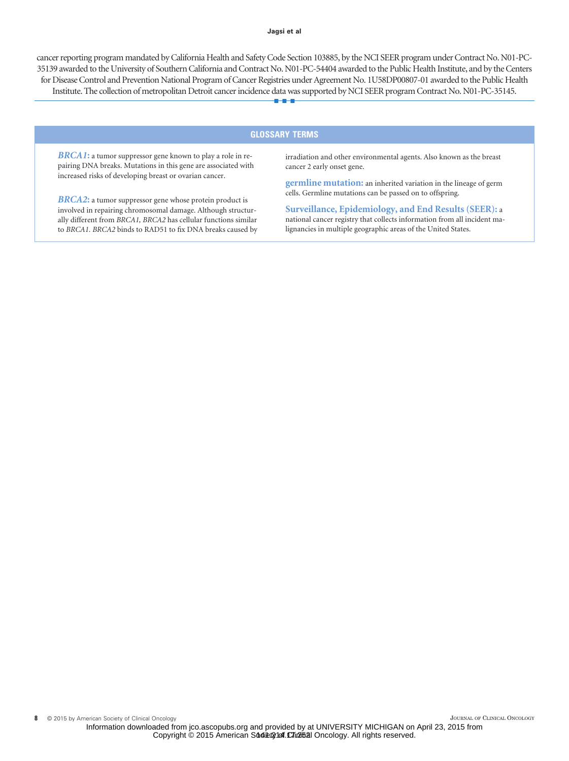cancer reporting program mandated by California Health and Safety Code Section 103885, by the NCI SEER program under Contract No. N01-PC-35139 awarded to the University of Southern California and Contract No. N01-PC-54404 awarded to the Public Health Institute, and by the Centers for Disease Control and Prevention National Program of Cancer Registries under Agreement No. 1U58DP00807-01 awarded to the Public Health Institute. The collection of metropolitan Detroit cancer incidence data was supported by NCI SEER program Contract No. N01-PC-35145.

## GLOSSARY TERMS

***BRCA1*:** a tumor suppressor gene known to play a role in repairing DNA breaks. Mutations in this gene are associated with increased risks of developing breast or ovarian cancer.

***BRCA2*:** a tumor suppressor gene whose protein product is involved in repairing chromosomal damage. Although structurally different from *BRCA1, BRCA2* has cellular functions similar to *BRCA1. BRCA2* binds to RAD51 to fix DNA breaks caused by irradiation and other environmental agents. Also known as the breast cancer 2 early onset gene.

**germline mutation:** an inherited variation in the lineage of germ cells. Germline mutations can be passed on to offspring.

**Surveillance, Epidemiology, and End Results (SEER):** a national cancer registry that collects information from all incident malignancies in multiple geographic areas of the United States.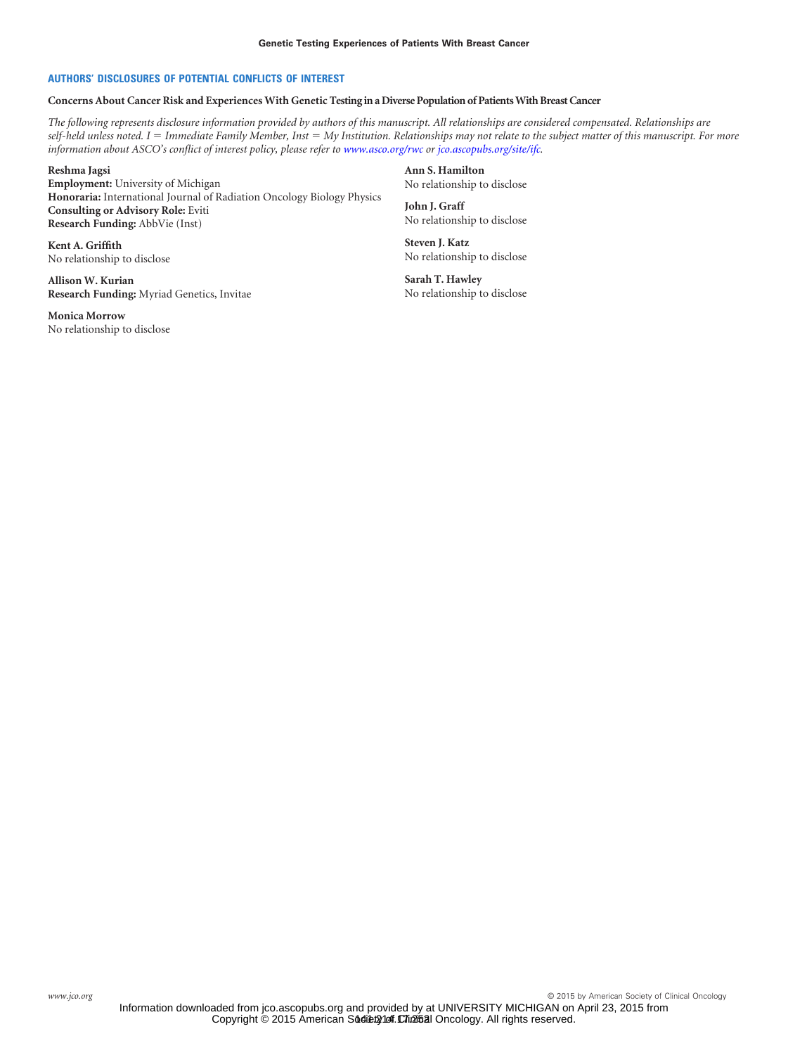## AUTHORS' DISCLOSURES OF POTENTIAL CONFLICTS OF INTEREST

### Concerns About Cancer Risk and Experiences With Genetic Testing in a Diverse Population of Patients With Breast Cancer

*The following represents disclosure information provided by authors of this manuscript. All relationships are considered compensated. Relationships are self-held unless noted. I = Immediate Family Member, Inst = My Institution. Relationships may not relate to the subject matter of this manuscript. For more information about ASCO's conflict of interest policy, please refer to www.asco.org/rwc or jco.ascopubs.org/site/ifc.*

**Reshma Jagsi**
**Employment:** University of Michigan
**Honoraria:** International Journal of Radiation Oncology Biology Physics
**Consulting or Advisory Role:** Eviti
**Research Funding:** AbbVie (Inst)

**Kent A. Griffith**
No relationship to disclose

**Allison W. Kurian**
**Research Funding:** Myriad Genetics, Invitae

**Monica Morrow**
No relationship to disclose

**Ann S. Hamilton**
No relationship to disclose

**John J. Graff**
No relationship to disclose

**Steven J. Katz**
No relationship to disclose

**Sarah T. Hawley**
No relationship to disclose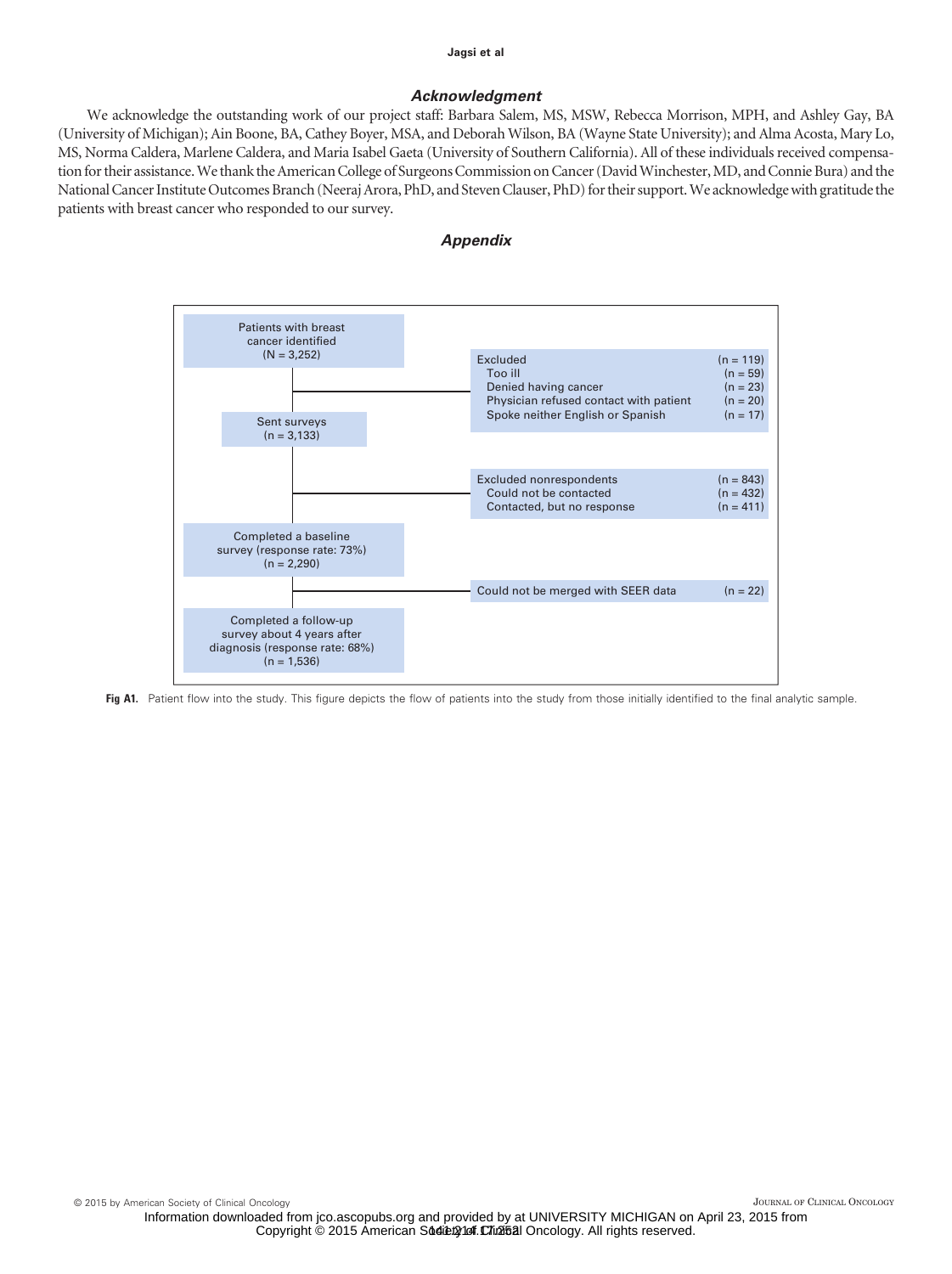## Acknowledgment

We acknowledge the outstanding work of our project staff: Barbara Salem, MS, MSW, Rebecca Morrison, MPH, and Ashley Gay, BA (University of Michigan); Ain Boone, BA, Cathey Boyer, MSA, and Deborah Wilson, BA (Wayne State University); and Alma Acosta, Mary Lo, MS, Norma Caldera, Marlene Caldera, and Maria Isabel Gaeta (University of Southern California). All of these individuals received compensation for their assistance. We thank the American College of Surgeons Commission on Cancer (David Winchester, MD, and Connie Bura) and the National Cancer Institute Outcomes Branch (Neeraj Arora, PhD, and Steven Clauser, PhD) for their support. We acknowledge with gratitude the patients with breast cancer who responded to our survey.

## Appendix

Patients with breast cancer identified (N = 3,252)

Excluded (n = 119)
- Too ill (n = 59)
- Denied having cancer (n = 23)
- Physician refused contact with patient (n = 20)
- Spoke neither English or Spanish (n = 17)

Sent surveys (n = 3,133)

Excluded nonrespondents (n = 843)
- Could not be contacted (n = 432)
- Contacted, but no response (n = 411)

Completed a baseline survey (response rate: 73%) (n = 2,290)

Could not be merged with SEER data (n = 22)

Completed a follow-up survey about 4 years after diagnosis (response rate: 68%) (n = 1,536)

**Fig A1.** Patient flow into the study. This figure depicts the flow of patients into the study from those initially identified to the final analytic sample.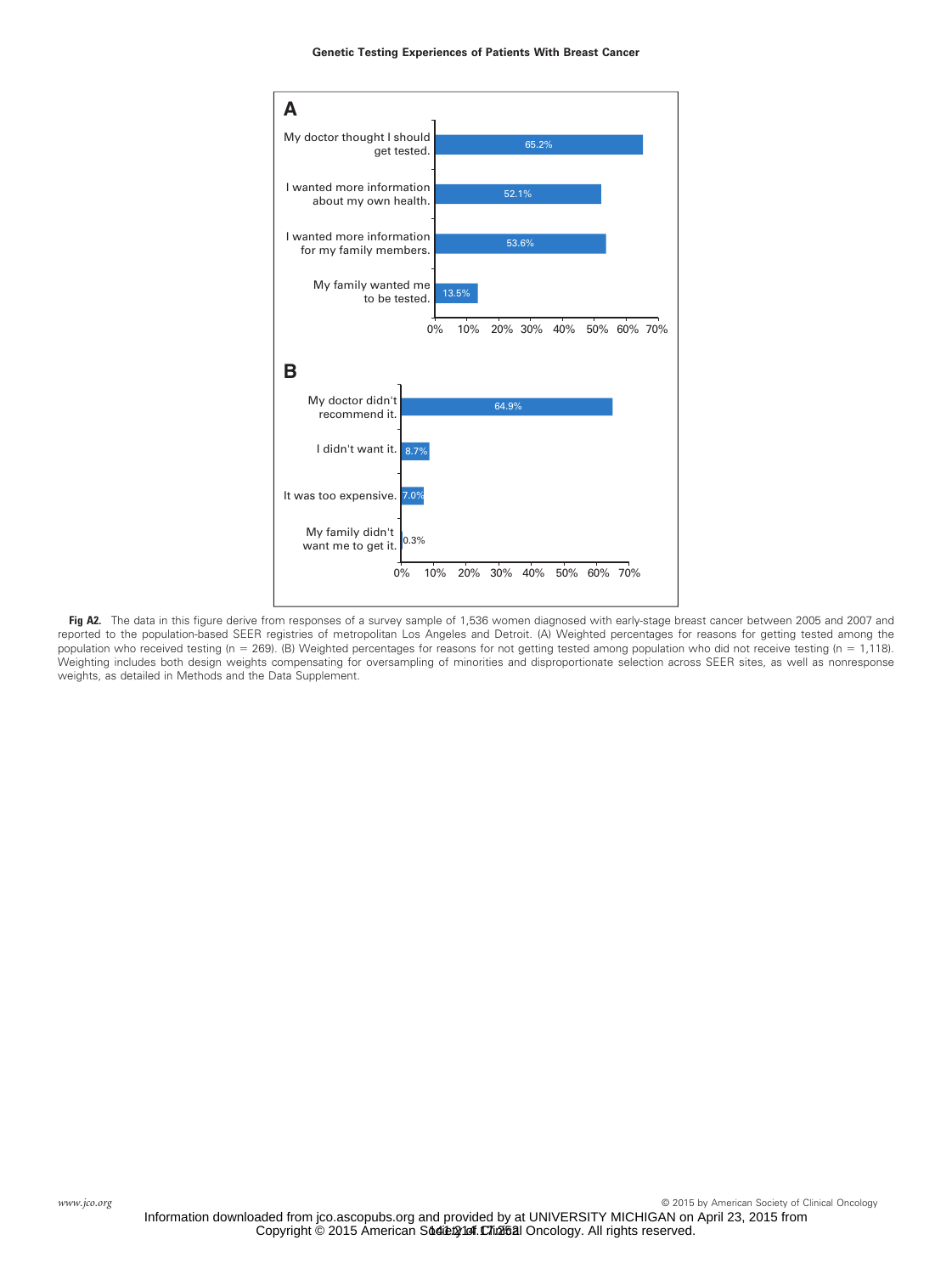A

My doctor thought I should get tested.

65.2%

I wanted more information about my own health.

52.1%

I wanted more information for my family members.

53.6%

My family wanted me to be tested.

13.5%

0% 10% 20% 30% 40% 50% 60% 70%

B

My doctor didn't recommend it.

64.9%

I didn't want it.

8.7%

It was too expensive.

7.0%

My family didn't want me to get it.

0.3%

0% 10% 20% 30% 40% 50% 60% 70%

**Fig A2.** The data in this figure derive from responses of a survey sample of 1,536 women diagnosed with early-stage breast cancer between 2005 and 2007 and reported to the population-based SEER registries of metropolitan Los Angeles and Detroit. (A) Weighted percentages for reasons for getting tested among the population who received testing (n = 269). (B) Weighted percentages for reasons for not getting tested among population who did not receive testing (n = 1,118). Weighting includes both design weights compensating for oversampling of minorities and disproportionate selection across SEER sites, as well as nonresponse weights, as detailed in Methods and the Data Supplement.